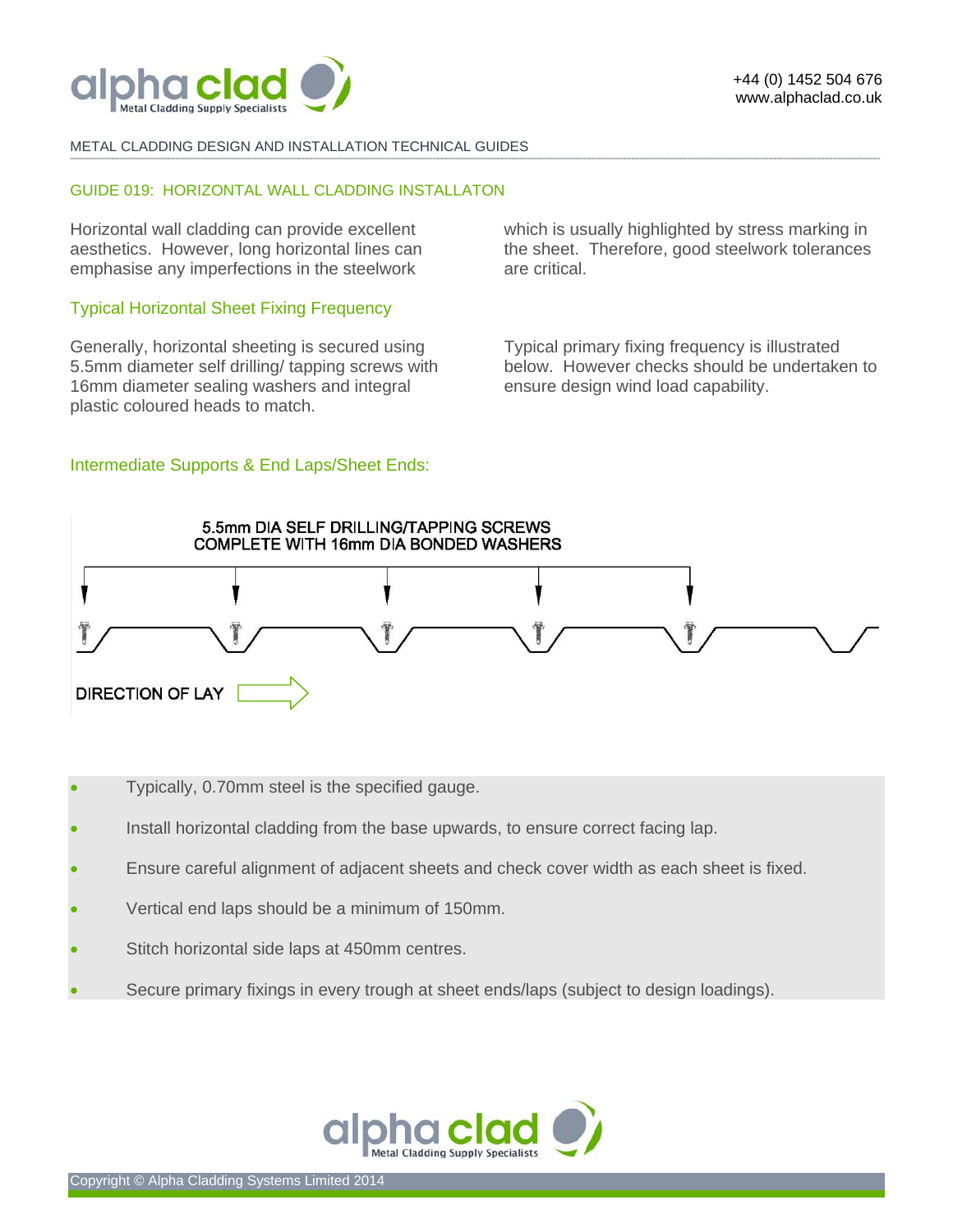METAL CLADDING DESIGN AND INSTALLATION TECHNICAL GUIDES

## GUIDE 019: HORIZONTAL WALL CLADDING INSTALLATON

Horizontal wall cladding can provide excellent aesthetics. However, long horizontal lines can emphasise any imperfections in the steelwork which is usually highlighted by stress marking in the sheet. Therefore, good steelwork tolerances are critical.

### Typical Horizontal Sheet Fixing Frequency

Generally, horizontal sheeting is secured using 5.5mm diameter self drilling/ tapping screws with 16mm diameter sealing washers and integral plastic coloured heads to match.

Typical primary fixing frequency is illustrated below. However checks should be undertaken to ensure design wind load capability.

### Intermediate Supports & End Laps/Sheet Ends:

5.5mm DIA SELF DRILLING/TAPPING SCREWS COMPLETE WITH 16mm DIA BONDED WASHERS

DIRECTION OF LAY

- Typically, 0.70mm steel is the specified gauge.
- Install horizontal cladding from the base upwards, to ensure correct facing lap.
- Ensure careful alignment of adjacent sheets and check cover width as each sheet is fixed.
- Vertical end laps should be a minimum of 150mm.
- Stitch horizontal side laps at 450mm centres.
- Secure primary fixings in every trough at sheet ends/laps (subject to design loadings).

Copyright © Alpha Cladding Systems Limited 2014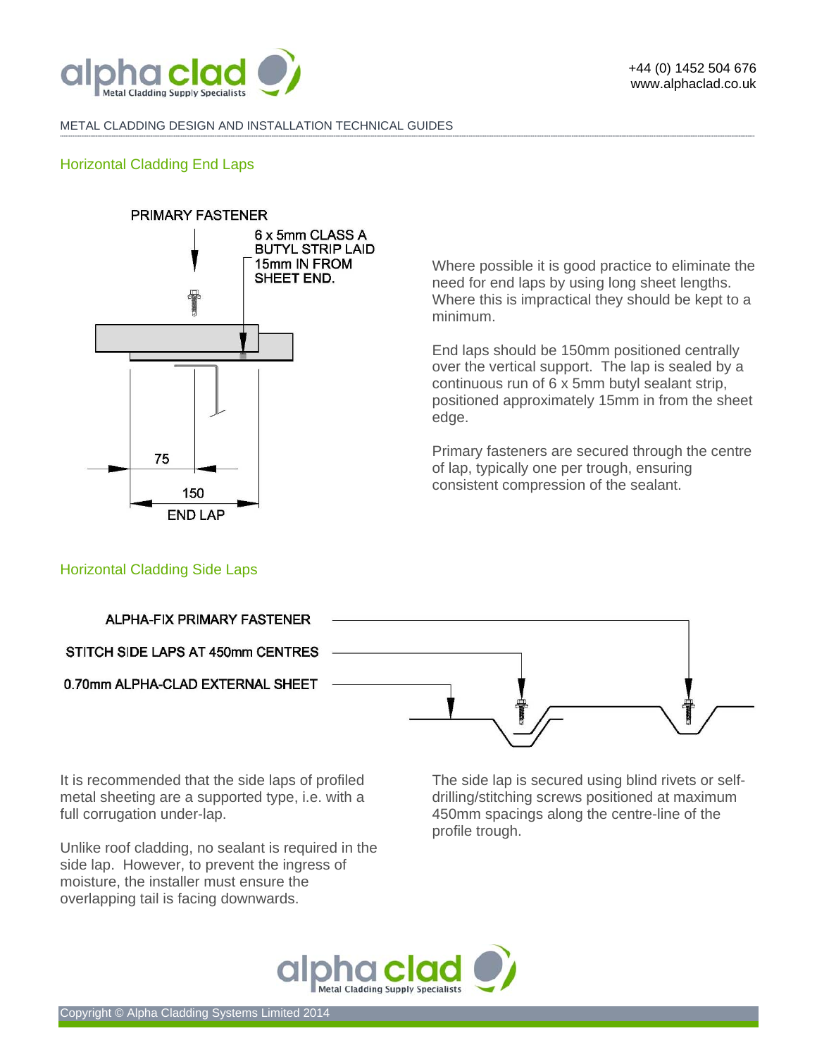METAL CLADDING DESIGN AND INSTALLATION TECHNICAL GUIDES

## Horizontal Cladding End Laps

PRIMARY FASTENER

6 x 5mm CLASS A BUTYL STRIP LAID 15mm IN FROM SHEET END.

75

150

END LAP

Where possible it is good practice to eliminate the need for end laps by using long sheet lengths. Where this is impractical they should be kept to a minimum.

End laps should be 150mm positioned centrally over the vertical support. The lap is sealed by a continuous run of 6 x 5mm butyl sealant strip, positioned approximately 15mm in from the sheet edge.

Primary fasteners are secured through the centre of lap, typically one per trough, ensuring consistent compression of the sealant.

## Horizontal Cladding Side Laps

ALPHA-FIX PRIMARY FASTENER

STITCH SIDE LAPS AT 450mm CENTRES

0.70mm ALPHA-CLAD EXTERNAL SHEET

It is recommended that the side laps of profiled metal sheeting are a supported type, i.e. with a full corrugation under-lap.

Unlike roof cladding, no sealant is required in the side lap. However, to prevent the ingress of moisture, the installer must ensure the overlapping tail is facing downwards.

The side lap is secured using blind rivets or self-drilling/stitching screws positioned at maximum 450mm spacings along the centre-line of the profile trough.